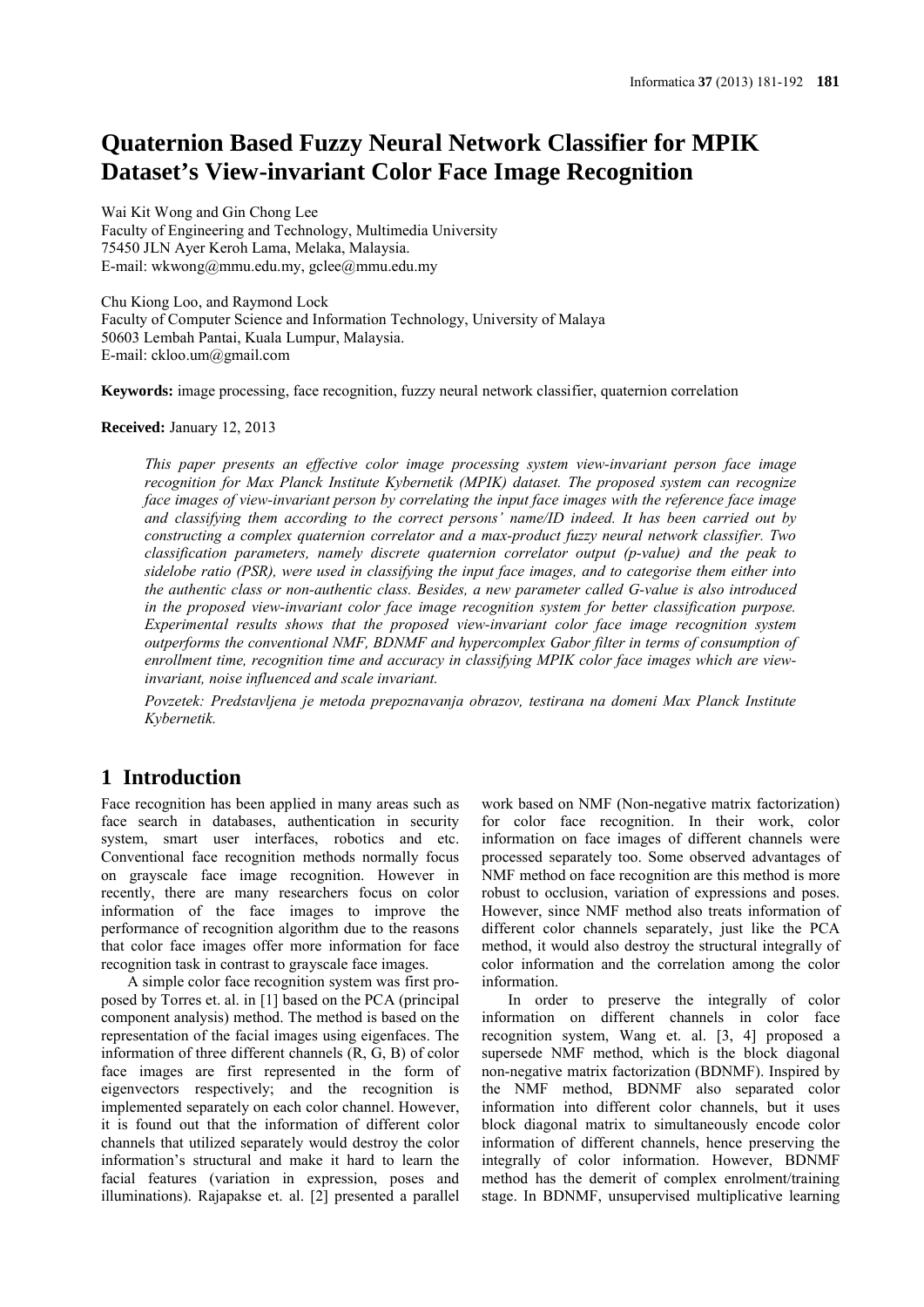# Quaternion Based Fuzzy Neural Network Classifier for MPIK Dataset's View-invariant Color Face Image Recognition

Wai Kit Wong and Gin Chong Lee
Faculty of Engineering and Technology, Multimedia University
75450 JLN Ayer Keroh Lama, Melaka, Malaysia.
E-mail: wkwong@mmu.edu.my, gclee@mmu.edu.my

Chu Kiong Loo, and Raymond Lock
Faculty of Computer Science and Information Technology, University of Malaya
50603 Lembah Pantai, Kuala Lumpur, Malaysia.
E-mail: ckloo.um@gmail.com

**Keywords:** image processing, face recognition, fuzzy neural network classifier, quaternion correlation

**Received:** January 12, 2013

*This paper presents an effective color image processing system view-invariant person face image recognition for Max Planck Institute Kybernetik (MPIK) dataset. The proposed system can recognize face images of view-invariant person by correlating the input face images with the reference face image and classifying them according to the correct persons' name/ID indeed. It has been carried out by constructing a complex quaternion correlator and a max-product fuzzy neural network classifier. Two classification parameters, namely discrete quaternion correlator output (p-value) and the peak to sidelobe ratio (PSR), were used in classifying the input face images, and to categorise them either into the authentic class or non-authentic class. Besides, a new parameter called G-value is also introduced in the proposed view-invariant color face image recognition system for better classification purpose. Experimental results shows that the proposed view-invariant color face image recognition system outperforms the conventional NMF, BDNMF and hypercomplex Gabor filter in terms of consumption of enrollment time, recognition time and accuracy in classifying MPIK color face images which are view-invariant, noise influenced and scale invariant.*

*Povzetek: Predstavljena je metoda prepoznavanja obrazov, testirana na domeni Max Planck Institute Kybernetik.*

## 1 Introduction

Face recognition has been applied in many areas such as face search in databases, authentication in security system, smart user interfaces, robotics and etc. Conventional face recognition methods normally focus on grayscale face image recognition. However in recently, there are many researchers focus on color information of the face images to improve the performance of recognition algorithm due to the reasons that color face images offer more information for face recognition task in contrast to grayscale face images.

A simple color face recognition system was first proposed by Torres et. al. in [1] based on the PCA (principal component analysis) method. The method is based on the representation of the facial images using eigenfaces. The information of three different channels (R, G, B) of color face images are first represented in the form of eigenvectors respectively; and the recognition is implemented separately on each color channel. However, it is found out that the information of different color channels that utilized separately would destroy the color information's structural and make it hard to learn the facial features (variation in expression, poses and illuminations). Rajapakse et. al. [2] presented a parallel work based on NMF (Non-negative matrix factorization) for color face recognition. In their work, color information on face images of different channels were processed separately too. Some observed advantages of NMF method on face recognition are this method is more robust to occlusion, variation of expressions and poses. However, since NMF method also treats information of different color channels separately, just like the PCA method, it would also destroy the structural integrally of color information and the correlation among the color information.

In order to preserve the integrally of color information on different channels in color face recognition system, Wang et. al. [3, 4] proposed a supersede NMF method, which is the block diagonal non-negative matrix factorization (BDNMF). Inspired by the NMF method, BDNMF also separated color information into different color channels, but it uses block diagonal matrix to simultaneously encode color information of different channels, hence preserving the integrally of color information. However, BDNMF method has the demerit of complex enrolment/training stage. In BDNMF, unsupervised multiplicative learning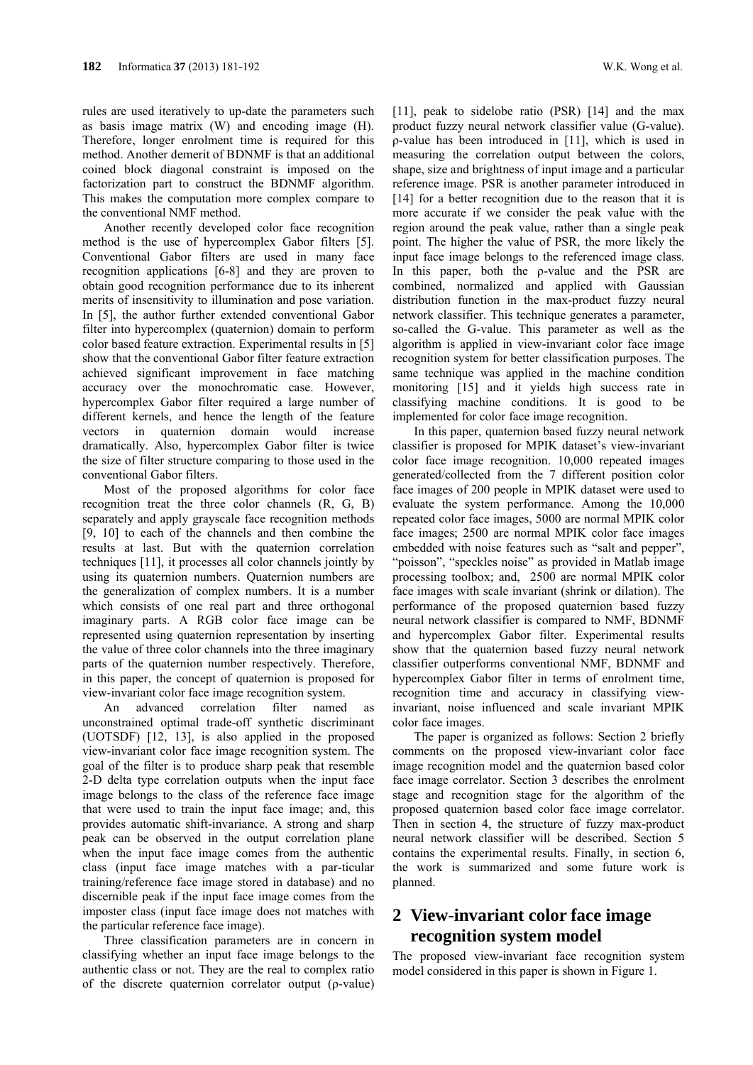rules are used iteratively to up-date the parameters such as basis image matrix (W) and encoding image (H). Therefore, longer enrolment time is required for this method. Another demerit of BDNMF is that an additional coined block diagonal constraint is imposed on the factorization part to construct the BDNMF algorithm. This makes the computation more complex compare to the conventional NMF method.

Another recently developed color face recognition method is the use of hypercomplex Gabor filters [5]. Conventional Gabor filters are used in many face recognition applications [6-8] and they are proven to obtain good recognition performance due to its inherent merits of insensitivity to illumination and pose variation. In [5], the author further extended conventional Gabor filter into hypercomplex (quaternion) domain to perform color based feature extraction. Experimental results in [5] show that the conventional Gabor filter feature extraction achieved significant improvement in face matching accuracy over the monochromatic case. However, hypercomplex Gabor filter required a large number of different kernels, and hence the length of the feature vectors in quaternion domain would increase dramatically. Also, hypercomplex Gabor filter is twice the size of filter structure comparing to those used in the conventional Gabor filters.

Most of the proposed algorithms for color face recognition treat the three color channels (R, G, B) separately and apply grayscale face recognition methods [9, 10] to each of the channels and then combine the results at last. But with the quaternion correlation techniques [11], it processes all color channels jointly by using its quaternion numbers. Quaternion numbers are the generalization of complex numbers. It is a number which consists of one real part and three orthogonal imaginary parts. A RGB color face image can be represented using quaternion representation by inserting the value of three color channels into the three imaginary parts of the quaternion number respectively. Therefore, in this paper, the concept of quaternion is proposed for view-invariant color face image recognition system.

An advanced correlation filter named as unconstrained optimal trade-off synthetic discriminant (UOTSDF) [12, 13], is also applied in the proposed view-invariant color face image recognition system. The goal of the filter is to produce sharp peak that resemble 2-D delta type correlation outputs when the input face image belongs to the class of the reference face image that were used to train the input face image; and, this provides automatic shift-invariance. A strong and sharp peak can be observed in the output correlation plane when the input face image comes from the authentic class (input face image matches with a par-ticular training/reference face image stored in database) and no discernible peak if the input face image comes from the imposter class (input face image does not matches with the particular reference face image).

Three classification parameters are in concern in classifying whether an input face image belongs to the authentic class or not. They are the real to complex ratio of the discrete quaternion correlator output (ρ-value) [11], peak to sidelobe ratio (PSR) [14] and the max product fuzzy neural network classifier value (G-value). ρ-value has been introduced in [11], which is used in measuring the correlation output between the colors, shape, size and brightness of input image and a particular reference image. PSR is another parameter introduced in [14] for a better recognition due to the reason that it is more accurate if we consider the peak value with the region around the peak value, rather than a single peak point. The higher the value of PSR, the more likely the input face image belongs to the referenced image class. In this paper, both the ρ-value and the PSR are combined, normalized and applied with Gaussian distribution function in the max-product fuzzy neural network classifier. This technique generates a parameter, so-called the G-value. This parameter as well as the algorithm is applied in view-invariant color face image recognition system for better classification purposes. The same technique was applied in the machine condition monitoring [15] and it yields high success rate in classifying machine conditions. It is good to be implemented for color face image recognition.

In this paper, quaternion based fuzzy neural network classifier is proposed for MPIK dataset's view-invariant color face image recognition. 10,000 repeated images generated/collected from the 7 different position color face images of 200 people in MPIK dataset were used to evaluate the system performance. Among the 10,000 repeated color face images, 5000 are normal MPIK color face images; 2500 are normal MPIK color face images embedded with noise features such as "salt and pepper", "poisson", "speckles noise" as provided in Matlab image processing toolbox; and, 2500 are normal MPIK color face images with scale invariant (shrink or dilation). The performance of the proposed quaternion based fuzzy neural network classifier is compared to NMF, BDNMF and hypercomplex Gabor filter. Experimental results show that the quaternion based fuzzy neural network classifier outperforms conventional NMF, BDNMF and hypercomplex Gabor filter in terms of enrolment time, recognition time and accuracy in classifying view-invariant, noise influenced and scale invariant MPIK color face images.

The paper is organized as follows: Section 2 briefly comments on the proposed view-invariant color face image recognition model and the quaternion based color face image correlator. Section 3 describes the enrolment stage and recognition stage for the algorithm of the proposed quaternion based color face image correlator. Then in section 4, the structure of fuzzy max-product neural network classifier will be described. Section 5 contains the experimental results. Finally, in section 6, the work is summarized and some future work is planned.

## 2 View-invariant color face image recognition system model

The proposed view-invariant face recognition system model considered in this paper is shown in Figure 1.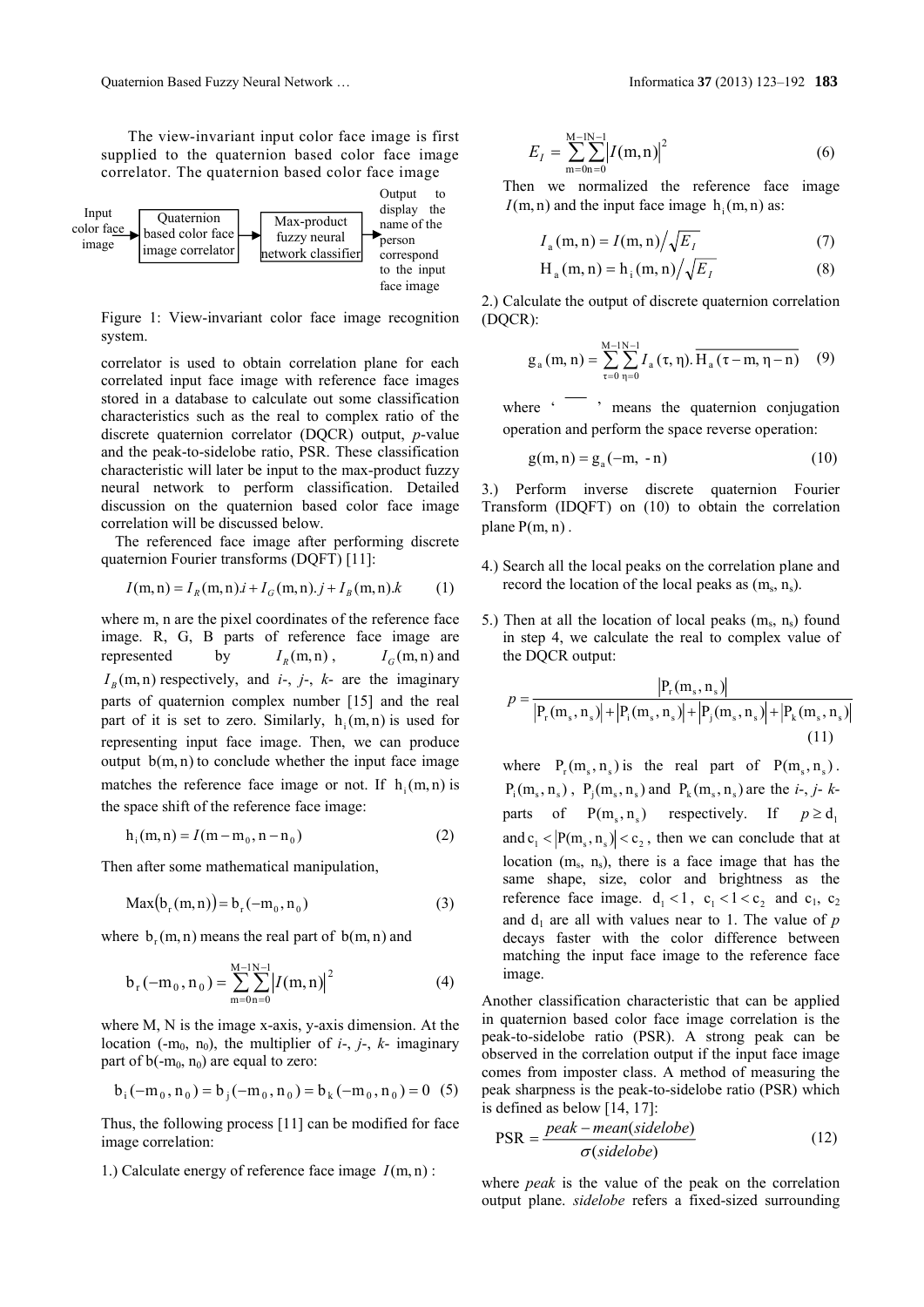The view-invariant input color face image is first supplied to the quaternion based color face image correlator. The quaternion based color face image correlator is used to obtain correlation plane for each correlated input face image with reference face images stored in a database to calculate out some classification characteristics such as the real to complex ratio of the discrete quaternion correlator (DQCR) output, *p*-value and the peak-to-sidelobe ratio, PSR. These classification characteristic will later be input to the max-product fuzzy neural network to perform classification. Detailed discussion on the quaternion based color face image correlation will be discussed below.

Input color face image → Quaternion based color face image correlator → Max-product fuzzy neural network classifier → Output to display the name of the person correspond to the input face image

Figure 1: View-invariant color face image recognition system.

The referenced face image after performing discrete quaternion Fourier transforms (DQFT) [11]:

$$I(\mathrm{m,n}) = I_R(\mathrm{m,n}).i + I_G(\mathrm{m,n}).j + I_B(\mathrm{m,n}).k \quad (1)$$

where m, n are the pixel coordinates of the reference face image. R, G, B parts of reference face image are represented by $I_R(\mathrm{m,n})$, $I_G(\mathrm{m,n})$ and $I_B(\mathrm{m,n})$ respectively, and *i*-, *j*-, *k*- are the imaginary parts of quaternion complex number [15] and the real part of it is set to zero. Similarly, $\mathrm{h_i(m,n)}$ is used for representing input face image. Then, we can produce output $\mathrm{b(m,n)}$ to conclude whether the input face image matches the reference face image or not. If $\mathrm{h_i(m,n)}$ is the space shift of the reference face image:

$$\mathrm{h_i(m,n)} = I(\mathrm{m-m_0, n-n_0}) \quad (2)$$

Then after some mathematical manipulation,

$$\mathrm{Max}(\mathrm{b_r(m,n)}) = \mathrm{b_r(-m_0, n_0)} \quad (3)$$

where $\mathrm{b_r(m,n)}$ means the real part of $\mathrm{b(m,n)}$ and

$$\mathrm{b_r(-m_0, n_0)} = \sum_{\mathrm{m=0}}^{\mathrm{M-1}}\sum_{\mathrm{n=0}}^{\mathrm{N-1}} \left|I(\mathrm{m,n})\right|^2 \quad (4)$$

where M, N is the image x-axis, y-axis dimension. At the location ($\mathrm{-m_0, n_0}$), the multiplier of *i*-, *j*-, *k*- imaginary part of $\mathrm{b(-m_0, n_0)}$ are equal to zero:

$$\mathrm{b_i(-m_0, n_0)} = \mathrm{b_j(-m_0, n_0)} = \mathrm{b_k(-m_0, n_0)} = 0 \quad (5)$$

Thus, the following process [11] can be modified for face image correlation:

1.) Calculate energy of reference face image $I(\mathrm{m,n})$:

$$E_I = \sum_{\mathrm{m=0}}^{\mathrm{M-1}}\sum_{\mathrm{n=0}}^{\mathrm{N-1}} \left|I(\mathrm{m,n})\right|^2 \quad (6)$$

Then we normalized the reference face image $I(\mathrm{m,n})$ and the input face image $\mathrm{h_i(m,n)}$ as:

$$I_\mathrm{a}(\mathrm{m,n}) = I(\mathrm{m,n}) \big/ \sqrt{E_I} \quad (7)$$

$$\mathrm{H_a(m,n)} = \mathrm{h_i(m,n)} \big/ \sqrt{E_I} \quad (8)$$

2.) Calculate the output of discrete quaternion correlation (DQCR):

$$\mathrm{g_a(m,n)} = \sum_{\tau=0}^{\mathrm{M-1}}\sum_{\eta=0}^{\mathrm{N-1}} I_\mathrm{a}(\tau,\eta).\overline{\mathrm{H_a}(\tau-\mathrm{m}, \eta-\mathrm{n})} \quad (9)$$

where ' $\overline{\quad}$ ' means the quaternion conjugation operation and perform the space reverse operation:

$$\mathrm{g(m,n)} = \mathrm{g_a(-m, -n)} \quad (10)$$

3.) Perform inverse discrete quaternion Fourier Transform (IDQFT) on (10) to obtain the correlation plane $\mathrm{P(m,n)}$.

4.) Search all the local peaks on the correlation plane and record the location of the local peaks as ($\mathrm{m_s, n_s}$).

5.) Then at all the location of local peaks ($\mathrm{m_s, n_s}$) found in step 4, we calculate the real to complex value of the DQCR output:

$$p = \frac{\left|\mathrm{P_r(m_s, n_s)}\right|}{\left|\mathrm{P_r(m_s, n_s)}\right| + \left|\mathrm{P_i(m_s, n_s)}\right| + \left|\mathrm{P_j(m_s, n_s)}\right| + \left|\mathrm{P_k(m_s, n_s)}\right|} \quad (11)$$

where $\mathrm{P_r(m_s, n_s)}$ is the real part of $\mathrm{P(m_s, n_s)}$. $\mathrm{P_i(m_s, n_s)}$, $\mathrm{P_j(m_s, n_s)}$ and $\mathrm{P_k(m_s, n_s)}$ are the *i*-, *j*- *k*- parts of $\mathrm{P(m_s, n_s)}$ respectively. If $p \geq \mathrm{d_1}$ and $\mathrm{c_1} < \left|\mathrm{P(m_s, n_s)}\right| < \mathrm{c_2}$, then we can conclude that at location ($\mathrm{m_s, n_s}$), there is a face image that has the same shape, size, color and brightness as the reference face image. $\mathrm{d_1} < 1$, $\mathrm{c_1} < 1 < \mathrm{c_2}$ and $\mathrm{c_1}$, $\mathrm{c_2}$ and $\mathrm{d_1}$ are all with values near to 1. The value of *p* decays faster with the color difference between matching the input face image to the reference face image.

Another classification characteristic that can be applied in quaternion based color face image correlation is the peak-to-sidelobe ratio (PSR). A strong peak can be observed in the correlation output if the input face image comes from imposter class. A method of measuring the peak sharpness is the peak-to-sidelobe ratio (PSR) which is defined as below [14, 17]:

$$\mathrm{PSR} = \frac{peak - mean(sidelobe)}{\sigma(sidelobe)} \quad (12)$$

where *peak* is the value of the peak on the correlation output plane. *sidelobe* refers a fixed-sized surrounding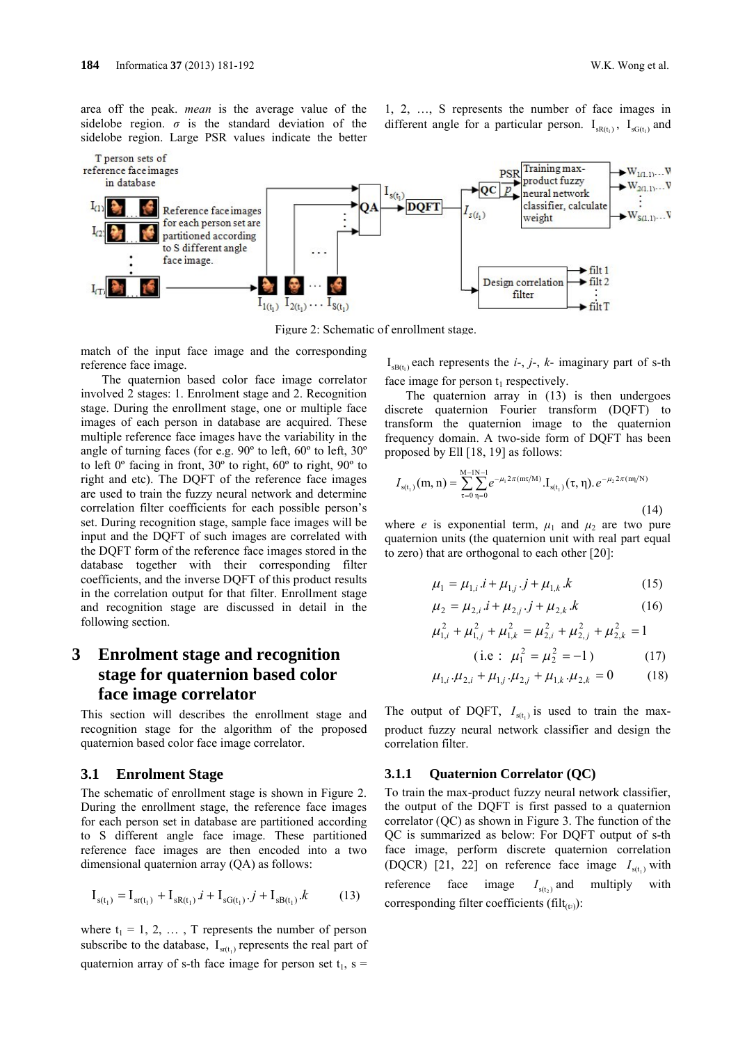area off the peak. *mean* is the average value of the sidelobe region. σ is the standard deviation of the sidelobe region. Large PSR values indicate the better match of the input face image and the corresponding reference face image.

The quaternion based color face image correlator involved 2 stages: 1. Enrolment stage and 2. Recognition stage. During the enrollment stage, one or multiple face images of each person in database are acquired. These multiple reference face images have the variability in the angle of turning faces (for e.g. 90º to left, 60º to left, 30º to left 0º facing in front, 30º to right, 60º to right, 90º to right and etc). The DQFT of the reference face images are used to train the fuzzy neural network and determine correlation filter coefficients for each possible person's set. During recognition stage, sample face images will be input and the DQFT of such images are correlated with the DQFT form of the reference face images stored in the database together with their corresponding filter coefficients, and the inverse DQFT of this product results in the correlation output for that filter. Enrollment stage and recognition stage are discussed in detail in the following section.

Figure 2: Schematic of enrollment stage.

# 3 Enrolment stage and recognition stage for quaternion based color face image correlator

This section will describes the enrollment stage and recognition stage for the algorithm of the proposed quaternion based color face image correlator.

## 3.1 Enrolment Stage

The schematic of enrollment stage is shown in Figure 2. During the enrollment stage, the reference face images for each person set in database are partitioned according to S different angle face image. These partitioned reference face images are then encoded into a two dimensional quaternion array (QA) as follows:

$$\mathrm{I}_{\mathrm{s}(\mathrm{t}_1)} = \mathrm{I}_{\mathrm{sr}(\mathrm{t}_1)} + \mathrm{I}_{\mathrm{sR}(\mathrm{t}_1)}.i + \mathrm{I}_{\mathrm{sG}(\mathrm{t}_1)}.j + \mathrm{I}_{\mathrm{sB}(\mathrm{t}_1)}.k \tag{13}$$

where $t_1$ = 1, 2, … , T represents the number of person subscribe to the database, $\mathrm{I}_{\mathrm{sr}(\mathrm{t}_1)}$ represents the real part of quaternion array of s-th face image for person set $t_1$, s = 1, 2, …, S represents the number of face images in different angle for a particular person. $\mathrm{I}_{\mathrm{sR}(\mathrm{t}_1)}$, $\mathrm{I}_{\mathrm{sG}(\mathrm{t}_1)}$ and $\mathrm{I}_{\mathrm{sB}(\mathrm{t}_1)}$ each represents the *i*-, *j*-, *k*- imaginary part of s-th face image for person $t_1$ respectively.

The quaternion array in (13) is then undergoes discrete quaternion Fourier transform (DQFT) to transform the quaternion image to the quaternion frequency domain. A two-side form of DQFT has been proposed by Ell [18, 19] as follows:

$$I_{\mathrm{s}(\mathrm{t}_1)}(\mathrm{m},\mathrm{n}) = \sum_{\tau=0}^{\mathrm{M}-1}\sum_{\eta=0}^{\mathrm{N}-1} e^{-\mu_1 2\pi(\mathrm{m}\tau/\mathrm{M})}.\mathrm{I}_{\mathrm{s}(\mathrm{t}_1)}(\tau,\eta).e^{-\mu_2 2\pi(\mathrm{n}\eta/\mathrm{N})} \tag{14}$$

where *e* is exponential term, $\mu_1$ and $\mu_2$ are two pure quaternion units (the quaternion unit with real part equal to zero) that are orthogonal to each other [20]:

$$\mu_1 = \mu_{1,i}.i + \mu_{1,j}.j + \mu_{1,k}.k \tag{15}$$

$$\mu_2 = \mu_{2,i}.i + \mu_{2,j}.j + \mu_{2,k}.k \tag{16}$$

$$\mu_{1,i}^2 + \mu_{1,j}^2 + \mu_{1,k}^2 = \mu_{2,i}^2 + \mu_{2,j}^2 + \mu_{2,k}^2 = 1$$
$$(\text{i.e}: \ \mu_1^2 = \mu_2^2 = -1) \tag{17}$$

$$\mu_{1,i}.\mu_{2,i} + \mu_{1,j}.\mu_{2,j} + \mu_{1,k}.\mu_{2,k} = 0 \tag{18}$$

The output of DQFT, $I_{\mathrm{s}(\mathrm{t}_1)}$ is used to train the max-product fuzzy neural network classifier and design the correlation filter.

### 3.1.1 Quaternion Correlator (QC)

To train the max-product fuzzy neural network classifier, the output of the DQFT is first passed to a quaternion correlator (QC) as shown in Figure 3. The function of the QC is summarized as below: For DQFT output of s-th face image, perform discrete quaternion correlation (DQCR) [21, 22] on reference face image $I_{\mathrm{s}(\mathrm{t}_1)}$ with reference face image $I_{\mathrm{s}(\mathrm{t}_2)}$ and multiply with corresponding filter coefficients ($\mathrm{filt}_{(\mathrm{t}_2)}$):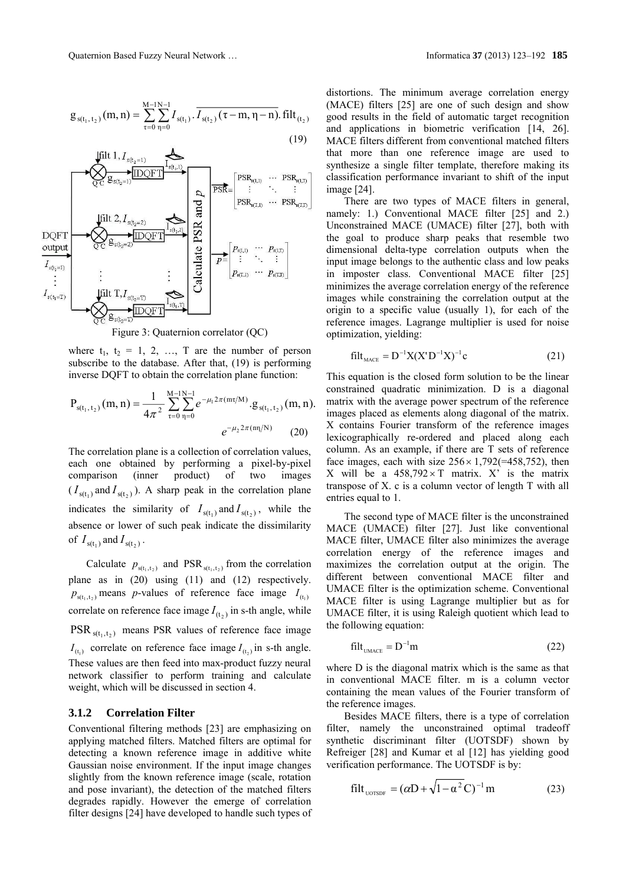$$g_{s(t_1,t_2)}(m,n) = \sum_{\tau=0}^{M-1}\sum_{\eta=0}^{N-1} I_{s(t_1)} . \overline{I_{s(t_2)}(\tau - m, \eta - n). \text{filt}_{(t_2)}} \quad (19)$$

Figure 3: Quaternion correlator (QC)

where $t_1$, $t_2$ = 1, 2, …, T are the number of person subscribe to the database. After that, (19) is performing inverse DQFT to obtain the correlation plane function:

$$P_{s(t_1,t_2)}(m,n) = \frac{1}{4\pi^2}\sum_{\tau=0}^{M-1}\sum_{\eta=0}^{N-1} e^{-\mu_1 2\pi(m\tau/M)} . g_{s(t_1,t_2)}(m,n). \; e^{-\mu_2 2\pi(m\eta/N)} \quad (20)$$

The correlation plane is a collection of correlation values, each one obtained by performing a pixel-by-pixel comparison (inner product) of two images ($I_{s(t_1)}$ and $I_{s(t_2)}$). A sharp peak in the correlation plane indicates the similarity of $I_{s(t_1)}$ and $I_{s(t_2)}$, while the absence or lower of such peak indicate the dissimilarity of $I_{s(t_1)}$ and $I_{s(t_2)}$.

Calculate $p_{s(t_1,t_2)}$ and $\text{PSR}_{s(t_1,t_2)}$ from the correlation plane as in (20) using (11) and (12) respectively. $p_{s(t_1,t_2)}$ means *p*-values of reference face image $I_{(t_1)}$ correlate on reference face image $I_{(t_2)}$ in s-th angle, while $\text{PSR}_{s(t_1,t_2)}$ means PSR values of reference face image $I_{(t_1)}$ correlate on reference face image $I_{(t_2)}$ in s-th angle. These values are then feed into max-product fuzzy neural network classifier to perform training and calculate weight, which will be discussed in section 4.

### 3.1.2 Correlation Filter

Conventional filtering methods [23] are emphasizing on applying matched filters. Matched filters are optimal for detecting a known reference image in additive white Gaussian noise environment. If the input image changes slightly from the known reference image (scale, rotation and pose invariant), the detection of the matched filters degrades rapidly. However the emerge of correlation filter designs [24] have developed to handle such types of distortions. The minimum average correlation energy (MACE) filters [25] are one of such design and show good results in the field of automatic target recognition and applications in biometric verification [14, 26]. MACE filters different from conventional matched filters that more than one reference image are used to synthesize a single filter template, therefore making its classification performance invariant to shift of the input image [24].

There are two types of MACE filters in general, namely: 1.) Conventional MACE filter [25] and 2.) Unconstrained MACE (UMACE) filter [27], both with the goal to produce sharp peaks that resemble two dimensional delta-type correlation outputs when the input image belongs to the authentic class and low peaks in imposter class. Conventional MACE filter [25] minimizes the average correlation energy of the reference images while constraining the correlation output at the origin to a specific value (usually 1), for each of the reference images. Lagrange multiplier is used for noise optimization, yielding:

$$\text{filt}_{\text{MACE}} = D^{-1}X(X'D^{-1}X)^{-1}c \quad (21)$$

This equation is the closed form solution to be the linear constrained quadratic minimization. D is a diagonal matrix with the average power spectrum of the reference images placed as elements along diagonal of the matrix. X contains Fourier transform of the reference images lexicographically re-ordered and placed along each column. As an example, if there are T sets of reference face images, each with size $256 \times 1{,}792 (=458{,}752)$, then X will be a $458{,}792 \times T$ matrix. X' is the matrix transpose of X. c is a column vector of length T with all entries equal to 1.

The second type of MACE filter is the unconstrained MACE (UMACE) filter [27]. Just like conventional MACE filter, UMACE filter also minimizes the average correlation energy of the reference images and maximizes the correlation output at the origin. The different between conventional MACE filter and UMACE filter is the optimization scheme. Conventional MACE filter is using Lagrange multiplier but as for UMACE filter, it is using Raleigh quotient which lead to the following equation:

$$\text{filt}_{\text{UMACE}} = D^{-1}m \quad (22)$$

where D is the diagonal matrix which is the same as that in conventional MACE filter. m is a column vector containing the mean values of the Fourier transform of the reference images.

Besides MACE filters, there is a type of correlation filter, namely the unconstrained optimal tradeoff synthetic discriminant filter (UOTSDF) shown by Refreiger [28] and Kumar et al [12] has yielding good verification performance. The UOTSDF is by:

$$\text{filt}_{\text{UOTSDF}} = (\alpha D + \sqrt{1-\alpha^2}C)^{-1}m \quad (23)$$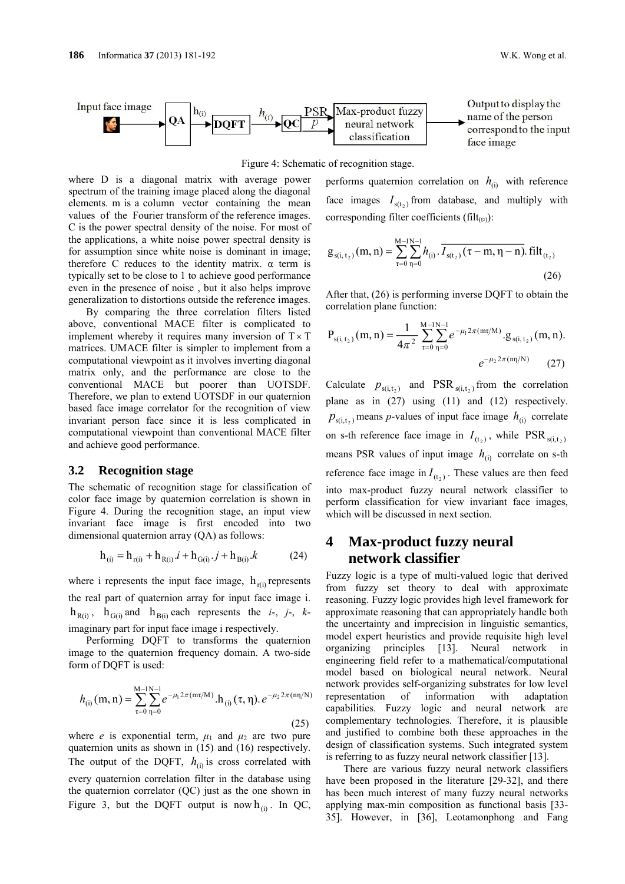Figure 4: Schematic of recognition stage.

where D is a diagonal matrix with average power spectrum of the training image placed along the diagonal elements. m is a column vector containing the mean values of the Fourier transform of the reference images. C is the power spectral density of the noise. For most of the applications, a white noise power spectral density is for assumption since white noise is dominant in image; therefore C reduces to the identity matrix. α term is typically set to be close to 1 to achieve good performance even in the presence of noise , but it also helps improve generalization to distortions outside the reference images.

By comparing the three correlation filters listed above, conventional MACE filter is complicated to implement whereby it requires many inversion of $T \times T$ matrices. UMACE filter is simpler to implement from a computational viewpoint as it involves inverting diagonal matrix only, and the performance are close to the conventional MACE but poorer than UOTSDF. Therefore, we plan to extend UOTSDF in our quaternion based face image correlator for the recognition of view invariant person face since it is less complicated in computational viewpoint than conventional MACE filter and achieve good performance.

## 3.2 Recognition stage

The schematic of recognition stage for classification of color face image by quaternion correlation is shown in Figure 4. During the recognition stage, an input view invariant face image is first encoded into two dimensional quaternion array (QA) as follows:

$$\mathrm{h}_{(\mathrm{i})} = \mathrm{h}_{\mathrm{r(i)}} + \mathrm{h}_{\mathrm{R(i)}}.i + \mathrm{h}_{\mathrm{G(i)}}.j + \mathrm{h}_{\mathrm{B(i)}}.k \tag{24}$$

where i represents the input face image, $\mathrm{h}_{\mathrm{r(i)}}$ represents the real part of quaternion array for input face image i. $\mathrm{h}_{\mathrm{R(i)}}$, $\mathrm{h}_{\mathrm{G(i)}}$ and $\mathrm{h}_{\mathrm{B(i)}}$ each represents the *i*-, *j*-, *k*-imaginary part for input face image i respectively.

Performing DQFT to transforms the quaternion image to the quaternion frequency domain. A two-side form of DQFT is used:

$$h_{(\mathrm{i})}(\mathrm{m,n}) = \sum_{\tau=0}^{\mathrm{M-1}} \sum_{\eta=0}^{\mathrm{N-1}} e^{-\mu_1 2\pi(\mathrm{m}\tau/\mathrm{M})}.\mathrm{h}_{(\mathrm{i})}(\tau,\eta).\, e^{-\mu_2 2\pi(\mathrm{n}\eta/\mathrm{N})} \tag{25}$$

where *e* is exponential term, $\mu_1$ and $\mu_2$ are two pure quaternion units as shown in (15) and (16) respectively. The output of the DQFT, $h_{(\mathrm{i})}$ is cross correlated with every quaternion correlation filter in the database using the quaternion correlator (QC) just as the one shown in Figure 3, but the DQFT output is now $\mathrm{h}_{(\mathrm{i})}$. In QC, performs quaternion correlation on $h_{(\mathrm{i})}$ with reference face images $I_{\mathrm{s(t_2)}}$ from database, and multiply with corresponding filter coefficients ($\mathrm{filt}_{(t_2)}$):

$$\mathrm{g}_{\mathrm{s(i,\,t_2)}}(\mathrm{m,n}) = \sum_{\tau=0}^{\mathrm{M-1}} \sum_{\eta=0}^{\mathrm{N-1}} h_{(\mathrm{i})}.\,\overline{I_{\mathrm{s(t_2)}}(\tau-\mathrm{m},\eta-\mathrm{n})}.\,\mathrm{filt}_{(t_2)} \tag{26}$$

After that, (26) is performing inverse DQFT to obtain the correlation plane function:

$$\mathrm{P}_{\mathrm{s(i,\,t_2)}}(\mathrm{m,n}) = \frac{1}{4\pi^2} \sum_{\tau=0}^{\mathrm{M-1}} \sum_{\eta=0}^{\mathrm{N-1}} e^{-\mu_1 2\pi(\mathrm{m}\tau/\mathrm{M})}.\mathrm{g}_{\mathrm{s(i,\,t_2)}}(\mathrm{m,n}).\, e^{-\mu_2 2\pi(\mathrm{n}\eta/\mathrm{N})} \tag{27}$$

Calculate $p_{\mathrm{s(i,t_2)}}$ and $\mathrm{PSR}_{\mathrm{s(i,t_2)}}$ from the correlation plane as in (27) using (11) and (12) respectively. $p_{\mathrm{s(i,t_2)}}$ means *p*-values of input face image $h_{(\mathrm{i})}$ correlate on s-th reference face image in $I_{(t_2)}$, while $\mathrm{PSR}_{\mathrm{s(i,t_2)}}$ means PSR values of input image $h_{(\mathrm{i})}$ correlate on s-th reference face image in $I_{(t_2)}$. These values are then feed into max-product fuzzy neural network classifier to perform classification for view invariant face images, which will be discussed in next section.

# 4 Max-product fuzzy neural network classifier

Fuzzy logic is a type of multi-valued logic that derived from fuzzy set theory to deal with approximate reasoning. Fuzzy logic provides high level framework for approximate reasoning that can appropriately handle both the uncertainty and imprecision in linguistic semantics, model expert heuristics and provide requisite high level organizing principles [13]. Neural network in engineering field refer to a mathematical/computational model based on biological neural network. Neural network provides self-organizing substrates for low level representation of information with adaptation capabilities. Fuzzy logic and neural network are complementary technologies. Therefore, it is plausible and justified to combine both these approaches in the design of classification systems. Such integrated system is referring to as fuzzy neural network classifier [13].

There are various fuzzy neural network classifiers have been proposed in the literature [29-32], and there has been much interest of many fuzzy neural networks applying max-min composition as functional basis [33-35]. However, in [36], Leotamonphong and Fang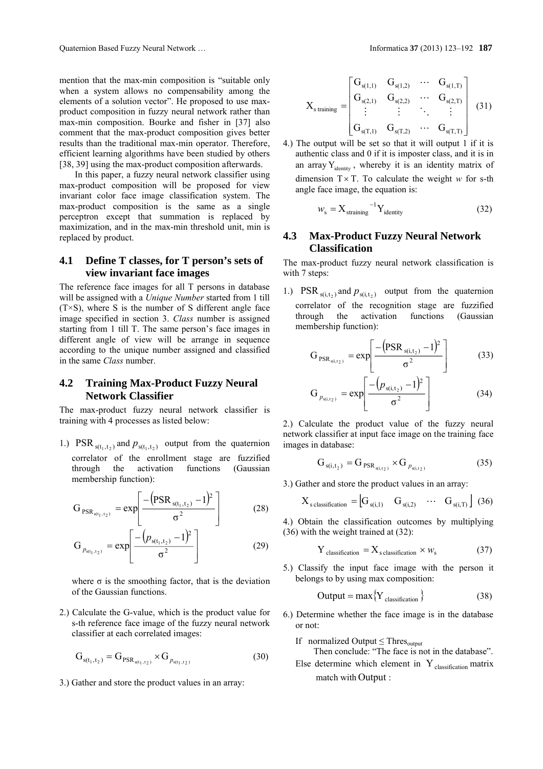mention that the max-min composition is "suitable only when a system allows no compensability among the elements of a solution vector". He proposed to use max-product composition in fuzzy neural network rather than max-min composition. Bourke and fisher in [37] also comment that the max-product composition gives better results than the traditional max-min operator. Therefore, efficient learning algorithms have been studied by others [38, 39] using the max-product composition afterwards.

In this paper, a fuzzy neural network classifier using max-product composition will be proposed for view invariant color face image classification system. The max-product composition is the same as a single perceptron except that summation is replaced by maximization, and in the max-min threshold unit, min is replaced by product.

## 4.1 Define T classes, for T person's sets of view invariant face images

The reference face images for all T persons in database will be assigned with a *Unique Number* started from 1 till (T×S), where S is the number of S different angle face image specified in section 3. *Class* number is assigned starting from 1 till T. The same person's face images in different angle of view will be arrange in sequence according to the unique number assigned and classified in the same *Class* number.

## 4.2 Training Max-Product Fuzzy Neural Network Classifier

The max-product fuzzy neural network classifier is training with 4 processes as listed below:

1.) $\mathrm{PSR}_{s(t_1,t_2)}$ and $p_{s(t_1,t_2)}$ output from the quaternion correlator of the enrollment stage are fuzzified through the activation functions (Gaussian membership function):

$$G_{\mathrm{PSR}_{s(t_1,t_2)}} = \exp\left[\frac{-\left(\mathrm{PSR}_{s(t_1,t_2)} - 1\right)^2}{\sigma^2}\right] \tag{28}$$

$$G_{p_{s(t_1,t_2)}} = \exp\left[\frac{-\left(p_{s(t_1,t_2)} - 1\right)^2}{\sigma^2}\right] \tag{29}$$

where σ is the smoothing factor, that is the deviation of the Gaussian functions.

2.) Calculate the G-value, which is the product value for s-th reference face image of the fuzzy neural network classifier at each correlated images:

$$G_{s(t_1,t_2)} = G_{\mathrm{PSR}_{s(t_1,t_2)}} \times G_{p_{s(t_1,t_2)}} \tag{30}$$

3.) Gather and store the product values in an array:

$$X_{s\,\mathrm{training}} = \begin{bmatrix} G_{s(1,1)} & G_{s(1,2)} & \cdots & G_{s(1,T)} \\ G_{s(2,1)} & G_{s(2,2)} & \cdots & G_{s(2,T)} \\ \vdots & \vdots & \ddots & \vdots \\ G_{s(T,1)} & G_{s(T,2)} & \cdots & G_{s(T,T)} \end{bmatrix} \tag{31}$$

4.) The output will be set so that it will output 1 if it is authentic class and 0 if it is imposter class, and it is in an array $Y_{\mathrm{identity}}$, whereby it is an identity matrix of dimension T × T. To calculate the weight *w* for s-th angle face image, the equation is:

$$w_s = X_{s\mathrm{training}}^{-1} Y_{\mathrm{identity}} \tag{32}$$

## 4.3 Max-Product Fuzzy Neural Network Classification

The max-product fuzzy neural network classification is with 7 steps:

1.) $\mathrm{PSR}_{s(i,t_2)}$ and $p_{s(i,t_2)}$ output from the quaternion correlator of the recognition stage are fuzzified through the activation functions (Gaussian membership function):

$$G_{\mathrm{PSR}_{s(i,t_2)}} = \exp\left[\frac{-\left(\mathrm{PSR}_{s(i,t_2)} - 1\right)^2}{\sigma^2}\right] \tag{33}$$

$$G_{p_{s(i,t_2)}} = \exp\left[\frac{-\left(p_{s(i,t_2)} - 1\right)^2}{\sigma^2}\right] \tag{34}$$

2.) Calculate the product value of the fuzzy neural network classifier at input face image on the training face images in database:

$$G_{s(i,t_2)} = G_{\mathrm{PSR}_{s(i,t_2)}} \times G_{p_{s(i,t_2)}} \tag{35}$$

3.) Gather and store the product values in an array:

$$X_{s\,\mathrm{classification}} = \begin{bmatrix} G_{s(i,1)} & G_{s(i,2)} & \cdots & G_{s(i,T)} \end{bmatrix} \tag{36}$$

4.) Obtain the classification outcomes by multiplying (36) with the weight trained at (32):

$$Y_{\mathrm{classification}} = X_{s\,\mathrm{classification}} \times w_s \tag{37}$$

5.) Classify the input face image with the person it belongs to by using max composition:

$$\mathrm{Output} = \max\{Y_{\mathrm{classification}}\} \tag{38}$$

6.) Determine whether the face image is in the database or not:

If normalized Output ≤ $\mathrm{Thres}_{\mathrm{output}}$
Then conclude: "The face is not in the database".
Else determine which element in $Y_{\mathrm{classification}}$ matrix match with Output :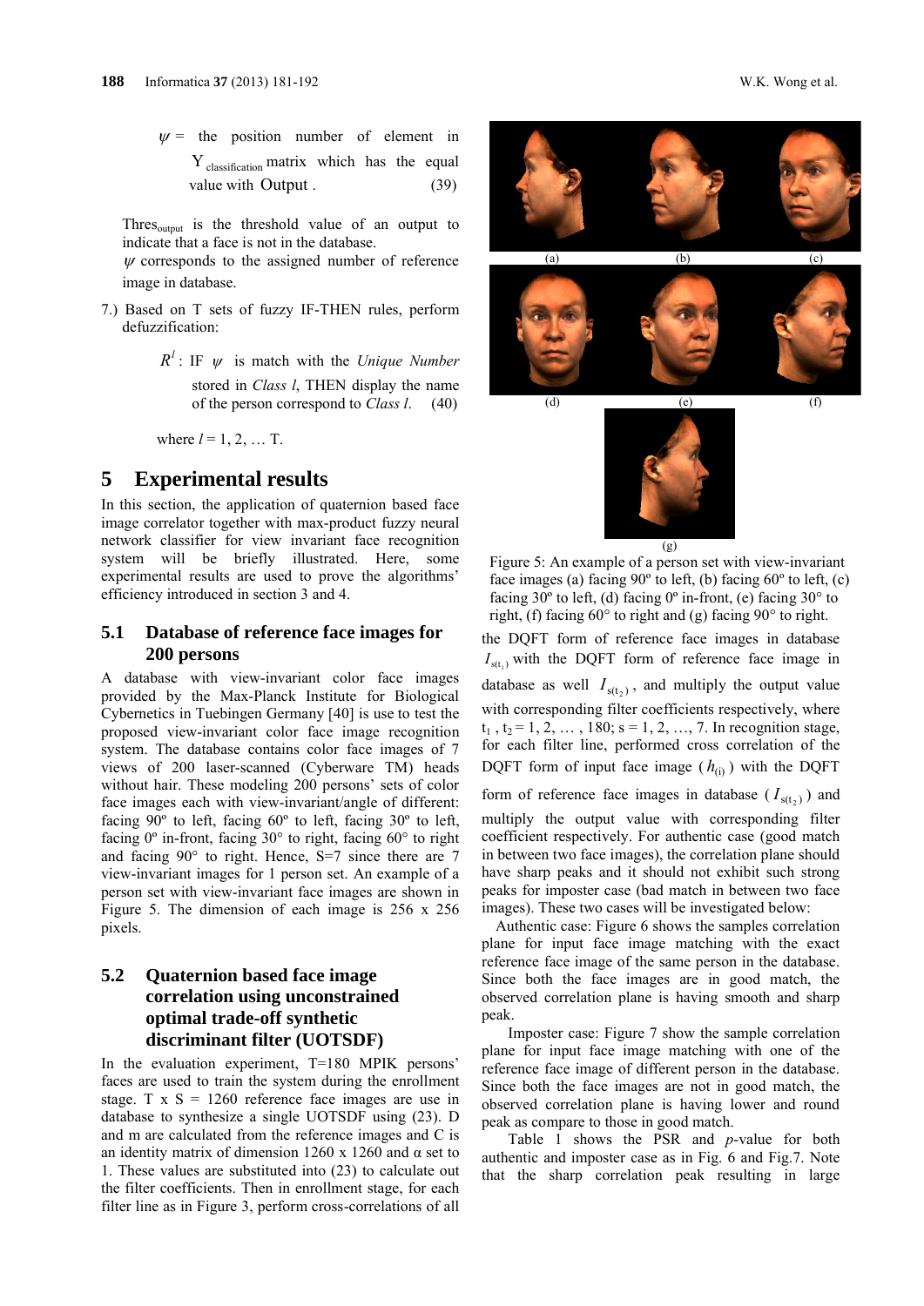$\psi$ = the position number of element in $\mathrm{Y}_{\text{classification}}$ matrix which has the equal value with $\text{Output}$ . (39)

$\text{Thres}_{\text{output}}$ is the threshold value of an output to indicate that a face is not in the database.

$\psi$ corresponds to the assigned number of reference image in database.

7.) Based on T sets of fuzzy IF-THEN rules, perform defuzzification:

$R^l$ : IF $\psi$ is match with the *Unique Number* stored in *Class l*, THEN display the name of the person correspond to *Class l*. (40)

where $l = 1, 2, \ldots$ T.

# 5 Experimental results

In this section, the application of quaternion based face image correlator together with max-product fuzzy neural network classifier for view invariant face recognition system will be briefly illustrated. Here, some experimental results are used to prove the algorithms' efficiency introduced in section 3 and 4.

## 5.1 Database of reference face images for 200 persons

A database with view-invariant color face images provided by the Max-Planck Institute for Biological Cybernetics in Tuebingen Germany [40] is used to test the proposed view-invariant color face image recognition system. The database contains color face images of 7 views of 200 laser-scanned (Cyberware TM) heads without hair. These modeling 200 persons' sets of color face images each with view-invariant/angle of different: facing 90º to left, facing 60º to left, facing 30º to left, facing 0º in-front, facing 30° to right, facing 60° to right and facing 90° to right. Hence, S=7 since there are 7 view-invariant images for 1 person set. An example of a person set with view-invariant face images are shown in Figure 5. The dimension of each image is 256 x 256 pixels.

## 5.2 Quaternion based face image correlation using unconstrained optimal trade-off synthetic discriminant filter (UOTSDF)

In the evaluation experiment, T=180 MPIK persons' faces are used to train the system during the enrollment stage. T x S = 1260 reference face images are use in database to synthesize a single UOTSDF using (23). D and m are calculated from the reference images and C is an identity matrix of dimension 1260 x 1260 and α set to 1. These values are substituted into (23) to calculate out the filter coefficients. Then in enrollment stage, for each filter line as in Figure 3, perform cross-correlations of all the DQFT form of reference face images in database $I_{s(t_1)}$ with the DQFT form of reference face image in database as well $I_{s(t_2)}$, and multiply the output value with corresponding filter coefficients respectively, where $t_1$ , $t_2$ = 1, 2, … , 180; s = 1, 2, …, 7. In recognition stage, for each filter line, performed cross correlation of the DQFT form of input face image ($h_{(i)}$) with the DQFT form of reference face images in database ($I_{s(t_2)}$) and multiply the output value with corresponding filter coefficient respectively. For authentic case (good match in between two face images), the correlation plane should have sharp peaks and it should not exhibit such strong peaks for imposter case (bad match in between two face images). These two cases will be investigated below:

(a) (b) (c) (d) (e) (f) (g)

Figure 5: An example of a person set with view-invariant face images (a) facing 90º to left, (b) facing 60º to left, (c) facing 30º to left, (d) facing 0º in-front, (e) facing 30° to right, (f) facing 60° to right and (g) facing 90° to right.

Authentic case: Figure 6 shows the samples correlation plane for input face image matching with the exact reference face image of the same person in the database. Since both the face images are in good match, the observed correlation plane is having smooth and sharp peak.

Imposter case: Figure 7 show the sample correlation plane for input face image matching with one of the reference face image of different person in the database. Since both the face images are not in good match, the observed correlation plane is having lower and round peak as compare to those in good match.

Table 1 shows the PSR and *p*-value for both authentic and imposter case as in Fig. 6 and Fig.7. Note that the sharp correlation peak resulting in large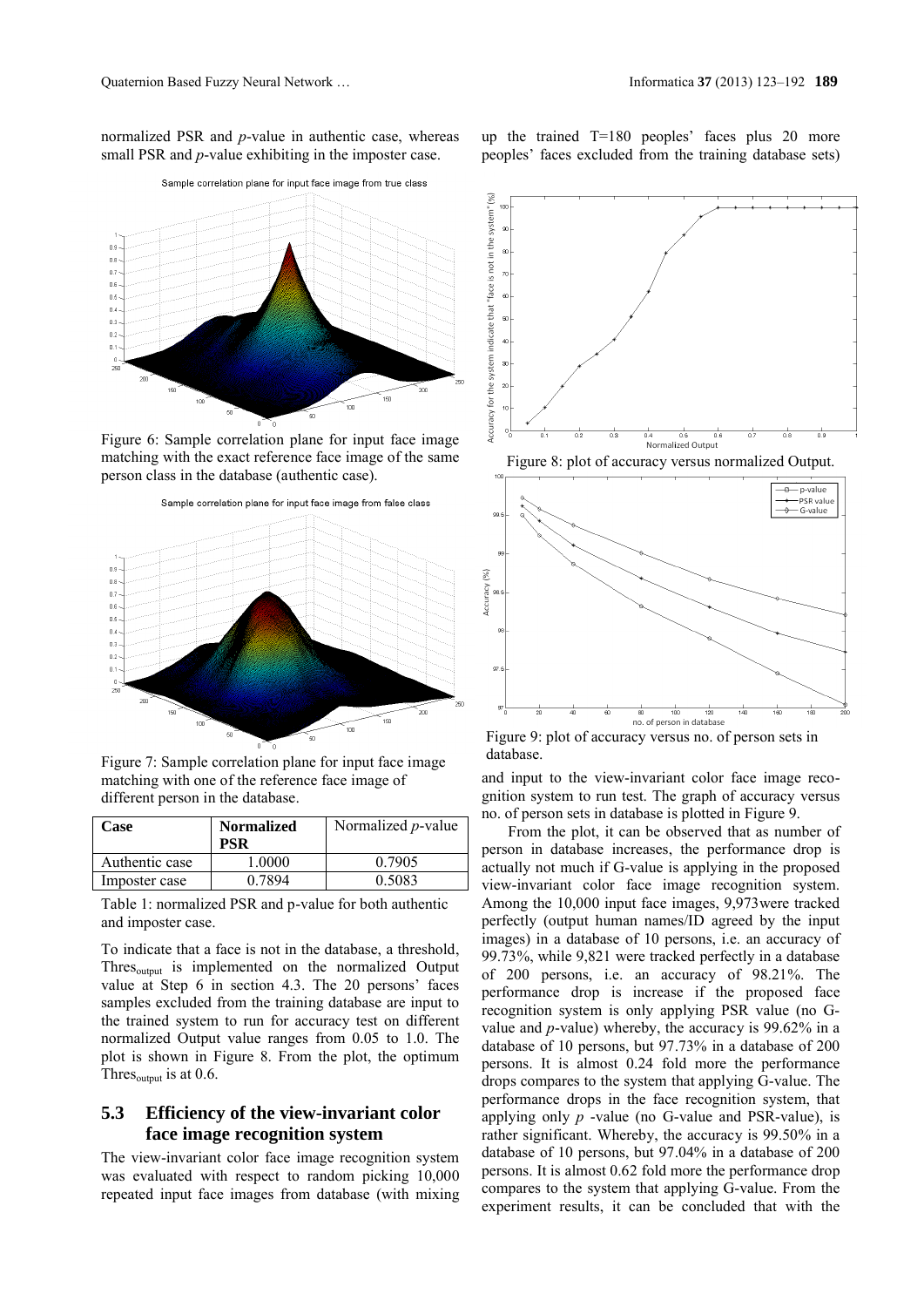normalized PSR and *p*-value in authentic case, whereas small PSR and *p*-value exhibiting in the imposter case.

Figure 6: Sample correlation plane for input face image matching with the exact reference face image of the same person class in the database (authentic case).

Figure 7: Sample correlation plane for input face image matching with one of the reference face image of different person in the database.

| Case | Normalized PSR | Normalized *p*-value |
|---|---|---|
| Authentic case | 1.0000 | 0.7905 |
| Imposter case | 0.7894 | 0.5083 |

Table 1: normalized PSR and p-value for both authentic and imposter case.

To indicate that a face is not in the database, a threshold, $Thres_{output}$ is implemented on the normalized Output value at Step 6 in section 4.3. The 20 persons' faces samples excluded from the training database are input to the trained system to run for accuracy test on different normalized Output value ranges from 0.05 to 1.0. The plot is shown in Figure 8. From the plot, the optimum $Thres_{output}$ is at 0.6.

## 5.3 Efficiency of the view-invariant color face image recognition system

The view-invariant color face image recognition system was evaluated with respect to random picking 10,000 repeated input face images from database (with mixing up the trained T=180 peoples' faces plus 20 more peoples' faces excluded from the training database sets)

Figure 8: plot of accuracy versus normalized Output.

Figure 9: plot of accuracy versus no. of person sets in database.

and input to the view-invariant color face image recognition system to run test. The graph of accuracy versus no. of person sets in database is plotted in Figure 9.

From the plot, it can be observed that as number of person in database increases, the performance drop is actually not much if G-value is applying in the proposed view-invariant color face image recognition system. Among the 10,000 input face images, 9,973were tracked perfectly (output human names/ID agreed by the input images) in a database of 10 persons, i.e. an accuracy of 99.73%, while 9,821 were tracked perfectly in a database of 200 persons, i.e. an accuracy of 98.21%. The performance drop is increase if the proposed face recognition system is only applying PSR value (no G-value and *p*-value) whereby, the accuracy is 99.62% in a database of 10 persons, but 97.73% in a database of 200 persons. It is almost 0.24 fold more the performance drops compares to the system that applying G-value. The performance drops in the face recognition system, that applying only *p* -value (no G-value and PSR-value), is rather significant. Whereby, the accuracy is 99.50% in a database of 10 persons, but 97.04% in a database of 200 persons. It is almost 0.62 fold more the performance drop compares to the system that applying G-value. From the experiment results, it can be concluded that with the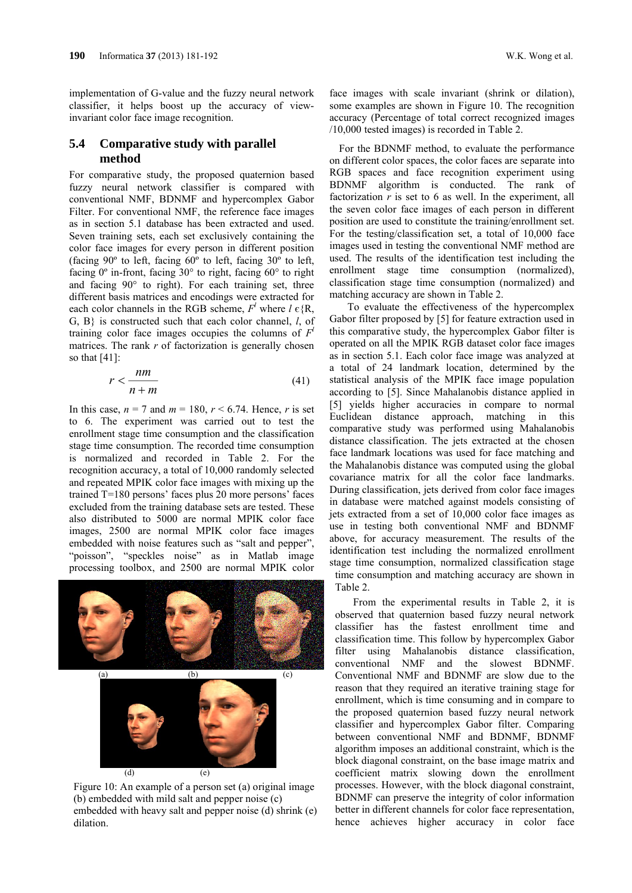implementation of G-value and the fuzzy neural network classifier, it helps boost up the accuracy of view-invariant color face image recognition.

## 5.4 Comparative study with parallel method

For comparative study, the proposed quaternion based fuzzy neural network classifier is compared with conventional NMF, BDNMF and hypercomplex Gabor Filter. For conventional NMF, the reference face images as in section 5.1 database has been extracted and used. Seven training sets, each set exclusively containing the color face images for every person in different position (facing 90º to left, facing 60º to left, facing 30º to left, facing 0º in-front, facing 30° to right, facing 60° to right and facing 90° to right). For each training set, three different basis matrices and encodings were extracted for each color channels in the RGB scheme, $F^l$ where $l \in \{R, G, B\}$ is constructed such that each color channel, $l$, of training color face images occupies the columns of $F^l$ matrices. The rank $r$ of factorization is generally chosen so that [41]:

$$r < \frac{nm}{n+m} \tag{41}$$

In this case, $n = 7$ and $m = 180$, $r < 6.74$. Hence, $r$ is set to 6. The experiment was carried out to test the enrollment stage time consumption and the classification stage time consumption. The recorded time consumption is normalized and recorded in Table 2. For the recognition accuracy, a total of 10,000 randomly selected and repeated MPIK color face images with mixing up the trained T=180 persons' faces plus 20 more persons' faces excluded from the training database sets are tested. These also distributed to 5000 are normal MPIK color face images, 2500 are normal MPIK color face images embedded with noise features such as "salt and pepper", "poisson", "speckles noise" as in Matlab image processing toolbox, and 2500 are normal MPIK color face images with scale invariant (shrink or dilation), some examples are shown in Figure 10. The recognition accuracy (Percentage of total correct recognized images /10,000 tested images) is recorded in Table 2.

Figure 10: An example of a person set (a) original image (b) embedded with mild salt and pepper noise (c) embedded with heavy salt and pepper noise (d) shrink (e) dilation.

For the BDNMF method, to evaluate the performance on different color spaces, the color faces are separate into RGB spaces and face recognition experiment using BDNMF algorithm is conducted. The rank of factorization $r$ is set to 6 as well. In the experiment, all the seven color face images of each person in different position are used to constitute the training/enrollment set. For the testing/classification set, a total of 10,000 face images used in testing the conventional NMF method are used. The results of the identification test including the enrollment stage time consumption (normalized), classification stage time consumption (normalized) and matching accuracy are shown in Table 2.

To evaluate the effectiveness of the hypercomplex Gabor filter proposed by [5] for feature extraction used in this comparative study, the hypercomplex Gabor filter is operated on all the MPIK RGB dataset color face images as in section 5.1. Each color face image was analyzed at a total of 24 landmark location, determined by the statistical analysis of the MPIK face image population according to [5]. Since Mahalanobis distance applied in [5] yields higher accuracies in compare to normal Euclidean distance approach, matching in this comparative study was performed using Mahalanobis distance classification. The jets extracted at the chosen face landmark locations was used for face matching and the Mahalanobis distance was computed using the global covariance matrix for all the color face landmarks. During classification, jets derived from color face images in database were matched against models consisting of jets extracted from a set of 10,000 color face images as use in testing both conventional NMF and BDNMF above, for accuracy measurement. The results of the identification test including the normalized enrollment stage time consumption, normalized classification stage time consumption and matching accuracy are shown in Table 2.

From the experimental results in Table 2, it is observed that quaternion based fuzzy neural network classifier has the fastest enrollment time and classification time. This follow by hypercomplex Gabor filter using Mahalanobis distance classification, conventional NMF and the slowest BDNMF. Conventional NMF and BDNMF are slow due to the reason that they required an iterative training stage for enrollment, which is time consuming and in compare to the proposed quaternion based fuzzy neural network classifier and hypercomplex Gabor filter. Comparing between conventional NMF and BDNMF, BDNMF algorithm imposes an additional constraint, which is the block diagonal constraint, on the base image matrix and coefficient matrix slowing down the enrollment processes. However, with the block diagonal constraint, BDNMF can preserve the integrity of color information better in different channels for color face representation, hence achieves higher accuracy in color face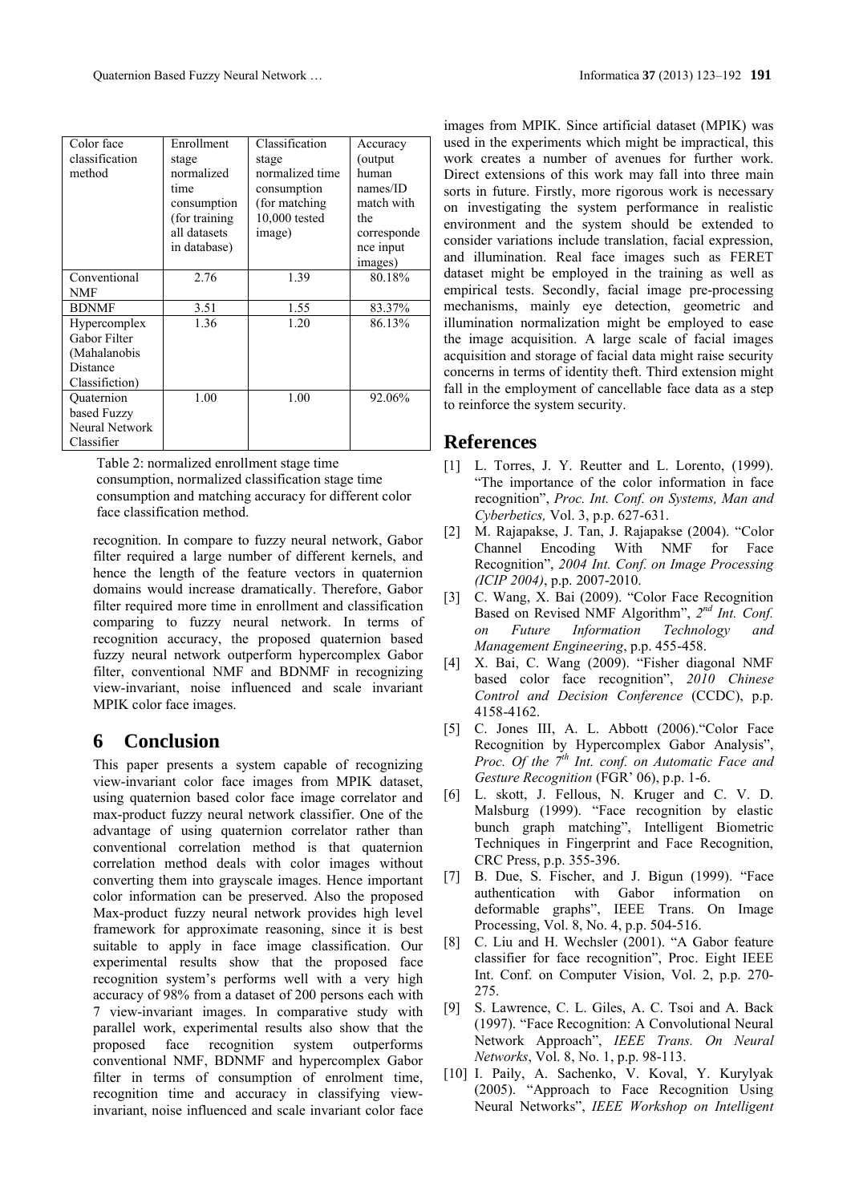| Color face classification method | Enrollment stage normalized time consumption (for training all datasets in database) | Classification stage normalized time consumption (for matching 10,000 tested image) | Accuracy (output human names/ID match with the corresponde nce input images) |
|---|---|---|---|
| Conventional NMF | 2.76 | 1.39 | 80.18% |
| BDNMF | 3.51 | 1.55 | 83.37% |
| Hypercomplex Gabor Filter (Mahalanobis Distance Classifiction) | 1.36 | 1.20 | 86.13% |
| Quaternion based Fuzzy Neural Network Classifier | 1.00 | 1.00 | 92.06% |

Table 2: normalized enrollment stage time consumption, normalized classification stage time consumption and matching accuracy for different color face classification method.

recognition. In compare to fuzzy neural network, Gabor filter required a large number of different kernels, and hence the length of the feature vectors in quaternion domains would increase dramatically. Therefore, Gabor filter required more time in enrollment and classification comparing to fuzzy neural network. In terms of recognition accuracy, the proposed quaternion based fuzzy neural network outperform hypercomplex Gabor filter, conventional NMF and BDNMF in recognizing view-invariant, noise influenced and scale invariant MPIK color face images.

## 6 Conclusion

This paper presents a system capable of recognizing view-invariant color face images from MPIK dataset, using quaternion based color face image correlator and max-product fuzzy neural network classifier. One of the advantage of using quaternion correlator rather than conventional correlation method is that quaternion correlation method deals with color images without converting them into grayscale images. Hence important color information can be preserved. Also the proposed Max-product fuzzy neural network provides high level framework for approximate reasoning, since it is best suitable to apply in face image classification. Our experimental results show that the proposed face recognition system's performs well with a very high accuracy of 98% from a dataset of 200 persons each with 7 view-invariant images. In comparative study with parallel work, experimental results also show that the proposed face recognition system outperforms conventional NMF, BDNMF and hypercomplex Gabor filter in terms of consumption of enrolment time, recognition time and accuracy in classifying view-invariant, noise influenced and scale invariant color face images from MPIK. Since artificial dataset (MPIK) was used in the experiments which might be impractical, this work creates a number of avenues for further work. Direct extensions of this work may fall into three main sorts in future. Firstly, more rigorous work is necessary on investigating the system performance in realistic environment and the system should be extended to consider variations include translation, facial expression, and illumination. Real face images such as FERET dataset might be employed in the training as well as empirical tests. Secondly, facial image pre-processing mechanisms, mainly eye detection, geometric and illumination normalization might be employed to ease the image acquisition. A large scale of facial images acquisition and storage of facial data might raise security concerns in terms of identity theft. Third extension might fall in the employment of cancellable face data as a step to reinforce the system security.

## References

[1] L. Torres, J. Y. Reutter and L. Lorento, (1999). "The importance of the color information in face recognition", *Proc. Int. Conf. on Systems, Man and Cyberbetics,* Vol. 3, p.p. 627-631.

[2] M. Rajapakse, J. Tan, J. Rajapakse (2004). "Color Channel Encoding With NMF for Face Recognition", *2004 Int. Conf. on Image Processing (ICIP 2004)*, p.p. 2007-2010.

[3] C. Wang, X. Bai (2009). "Color Face Recognition Based on Revised NMF Algorithm", *2nd Int. Conf. on Future Information Technology and Management Engineering*, p.p. 455-458.

[4] X. Bai, C. Wang (2009). "Fisher diagonal NMF based color face recognition", *2010 Chinese Control and Decision Conference* (CCDC), p.p. 4158-4162.

[5] C. Jones III, A. L. Abbott (2006)."Color Face Recognition by Hypercomplex Gabor Analysis", *Proc. Of the 7th Int. conf. on Automatic Face and Gesture Recognition* (FGR' 06), p.p. 1-6.

[6] L. skott, J. Fellous, N. Kruger and C. V. D. Malsburg (1999). "Face recognition by elastic bunch graph matching", Intelligent Biometric Techniques in Fingerprint and Face Recognition, CRC Press, p.p. 355-396.

[7] B. Due, S. Fischer, and J. Bigun (1999). "Face authentication with Gabor information on deformable graphs", IEEE Trans. On Image Processing, Vol. 8, No. 4, p.p. 504-516.

[8] C. Liu and H. Wechsler (2001). "A Gabor feature classifier for face recognition", Proc. Eight IEEE Int. Conf. on Computer Vision, Vol. 2, p.p. 270-275.

[9] S. Lawrence, C. L. Giles, A. C. Tsoi and A. Back (1997). "Face Recognition: A Convolutional Neural Network Approach", *IEEE Trans. On Neural Networks*, Vol. 8, No. 1, p.p. 98-113.

[10] I. Paily, A. Sachenko, V. Koval, Y. Kurylyak (2005). "Approach to Face Recognition Using Neural Networks", *IEEE Workshop on Intelligent*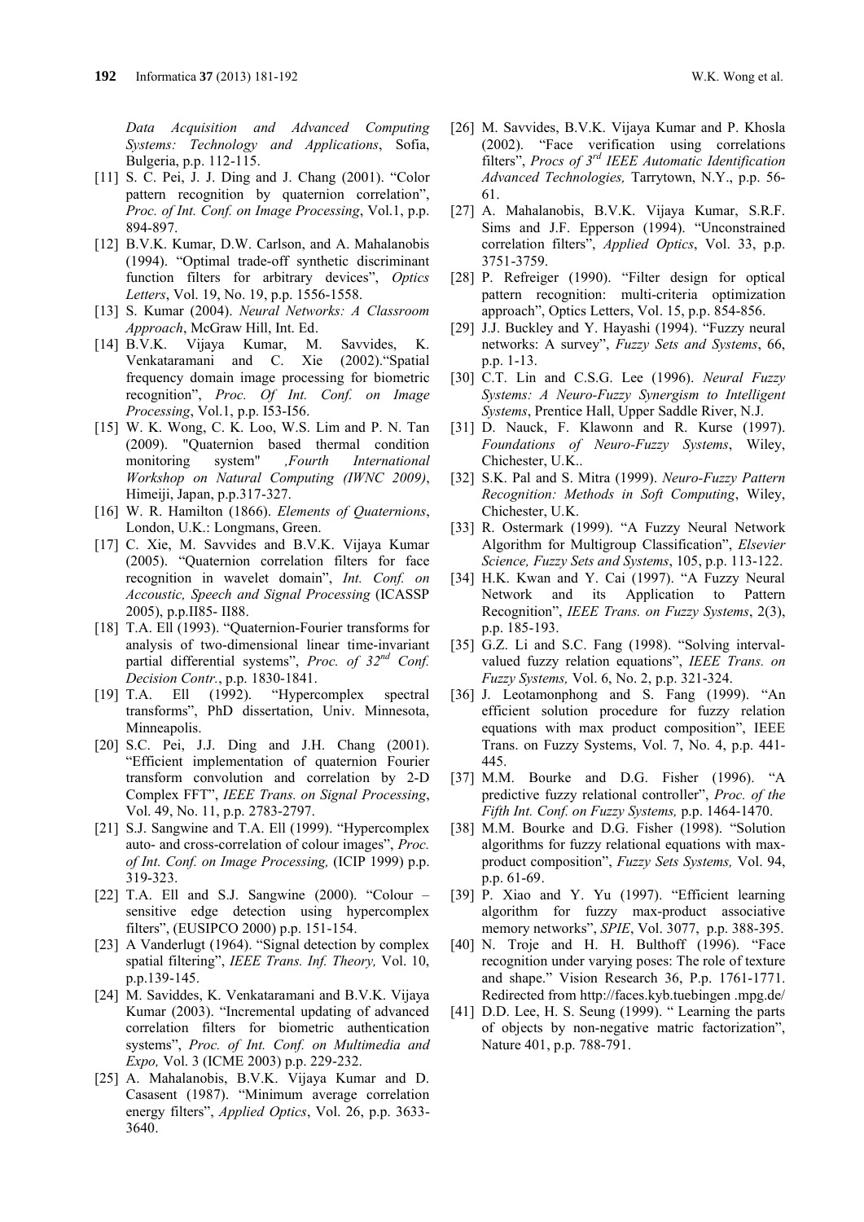*Data Acquisition and Advanced Computing Systems: Technology and Applications*, Sofia, Bulgeria, p.p. 112-115.

[11] S. C. Pei, J. J. Ding and J. Chang (2001). "Color pattern recognition by quaternion correlation", *Proc. of Int. Conf. on Image Processing*, Vol.1, p.p. 894-897.

[12] B.V.K. Kumar, D.W. Carlson, and A. Mahalanobis (1994). "Optimal trade-off synthetic discriminant function filters for arbitrary devices", *Optics Letters*, Vol. 19, No. 19, p.p. 1556-1558.

[13] S. Kumar (2004). *Neural Networks: A Classroom Approach*, McGraw Hill, Int. Ed.

[14] B.V.K. Vijaya Kumar, M. Savvides, K. Venkataramani and C. Xie (2002)."Spatial frequency domain image processing for biometric recognition", *Proc. Of Int. Conf. on Image Processing*, Vol.1, p.p. I53-I56.

[15] W. K. Wong, C. K. Loo, W.S. Lim and P. N. Tan (2009). "Quaternion based thermal condition monitoring system" *,Fourth International Workshop on Natural Computing (IWNC 2009)*, Himeiji, Japan, p.p.317-327.

[16] W. R. Hamilton (1866). *Elements of Quaternions*, London, U.K.: Longmans, Green.

[17] C. Xie, M. Savvides and B.V.K. Vijaya Kumar (2005). "Quaternion correlation filters for face recognition in wavelet domain", *Int. Conf. on Accoustic, Speech and Signal Processing* (ICASSP 2005), p.p.II85- II88.

[18] T.A. Ell (1993). "Quaternion-Fourier transforms for analysis of two-dimensional linear time-invariant partial differential systems", *Proc. of 32nd Conf. Decision Contr.*, p.p. 1830-1841.

[19] T.A. Ell (1992). "Hypercomplex spectral transforms", PhD dissertation, Univ. Minnesota, Minneapolis.

[20] S.C. Pei, J.J. Ding and J.H. Chang (2001). "Efficient implementation of quaternion Fourier transform convolution and correlation by 2-D Complex FFT", *IEEE Trans. on Signal Processing*, Vol. 49, No. 11, p.p. 2783-2797.

[21] S.J. Sangwine and T.A. Ell (1999). "Hypercomplex auto- and cross-correlation of colour images", *Proc. of Int. Conf. on Image Processing,* (ICIP 1999) p.p. 319-323.

[22] T.A. Ell and S.J. Sangwine (2000). "Colour – sensitive edge detection using hypercomplex filters", (EUSIPCO 2000) p.p. 151-154.

[23] A Vanderlugt (1964). "Signal detection by complex spatial filtering", *IEEE Trans. Inf. Theory,* Vol. 10, p.p.139-145.

[24] M. Saviddes, K. Venkataramani and B.V.K. Vijaya Kumar (2003). "Incremental updating of advanced correlation filters for biometric authentication systems", *Proc. of Int. Conf. on Multimedia and Expo,* Vol. 3 (ICME 2003) p.p. 229-232.

[25] A. Mahalanobis, B.V.K. Vijaya Kumar and D. Casasent (1987). "Minimum average correlation energy filters", *Applied Optics*, Vol. 26, p.p. 3633-3640.

[26] M. Savvides, B.V.K. Vijaya Kumar and P. Khosla (2002). "Face verification using correlations filters", *Procs of 3rd IEEE Automatic Identification Advanced Technologies,* Tarrytown, N.Y., p.p. 56-61.

[27] A. Mahalanobis, B.V.K. Vijaya Kumar, S.R.F. Sims and J.F. Epperson (1994). "Unconstrained correlation filters", *Applied Optics*, Vol. 33, p.p. 3751-3759.

[28] P. Refreiger (1990). "Filter design for optical pattern recognition: multi-criteria optimization approach", Optics Letters, Vol. 15, p.p. 854-856.

[29] J.J. Buckley and Y. Hayashi (1994). "Fuzzy neural networks: A survey", *Fuzzy Sets and Systems*, 66, p.p. 1-13.

[30] C.T. Lin and C.S.G. Lee (1996). *Neural Fuzzy Systems: A Neuro-Fuzzy Synergism to Intelligent Systems*, Prentice Hall, Upper Saddle River, N.J.

[31] D. Nauck, F. Klawonn and R. Kurse (1997). *Foundations of Neuro-Fuzzy Systems*, Wiley, Chichester, U.K..

[32] S.K. Pal and S. Mitra (1999). *Neuro-Fuzzy Pattern Recognition: Methods in Soft Computing*, Wiley, Chichester, U.K.

[33] R. Ostermark (1999). "A Fuzzy Neural Network Algorithm for Multigroup Classification", *Elsevier Science, Fuzzy Sets and Systems*, 105, p.p. 113-122.

[34] H.K. Kwan and Y. Cai (1997). "A Fuzzy Neural Network and its Application to Pattern Recognition", *IEEE Trans. on Fuzzy Systems*, 2(3), p.p. 185-193.

[35] G.Z. Li and S.C. Fang (1998). "Solving interval-valued fuzzy relation equations", *IEEE Trans. on Fuzzy Systems,* Vol. 6, No. 2, p.p. 321-324.

[36] J. Leotamonphong and S. Fang (1999). "An efficient solution procedure for fuzzy relation equations with max product composition", IEEE Trans. on Fuzzy Systems, Vol. 7, No. 4, p.p. 441-445.

[37] M.M. Bourke and D.G. Fisher (1996). "A predictive fuzzy relational controller", *Proc. of the Fifth Int. Conf. on Fuzzy Systems,* p.p. 1464-1470.

[38] M.M. Bourke and D.G. Fisher (1998). "Solution algorithms for fuzzy relational equations with max-product composition", *Fuzzy Sets Systems,* Vol. 94, p.p. 61-69.

[39] P. Xiao and Y. Yu (1997). "Efficient learning algorithm for fuzzy max-product associative memory networks", *SPIE*, Vol. 3077, p.p. 388-395.

[40] N. Troje and H. H. Bulthoff (1996). "Face recognition under varying poses: The role of texture and shape." Vision Research 36, P.p. 1761-1771. Redirected from http://faces.kyb.tuebingen .mpg.de/

[41] D.D. Lee, H. S. Seung (1999). " Learning the parts of objects by non-negative matric factorization", Nature 401, p.p. 788-791.